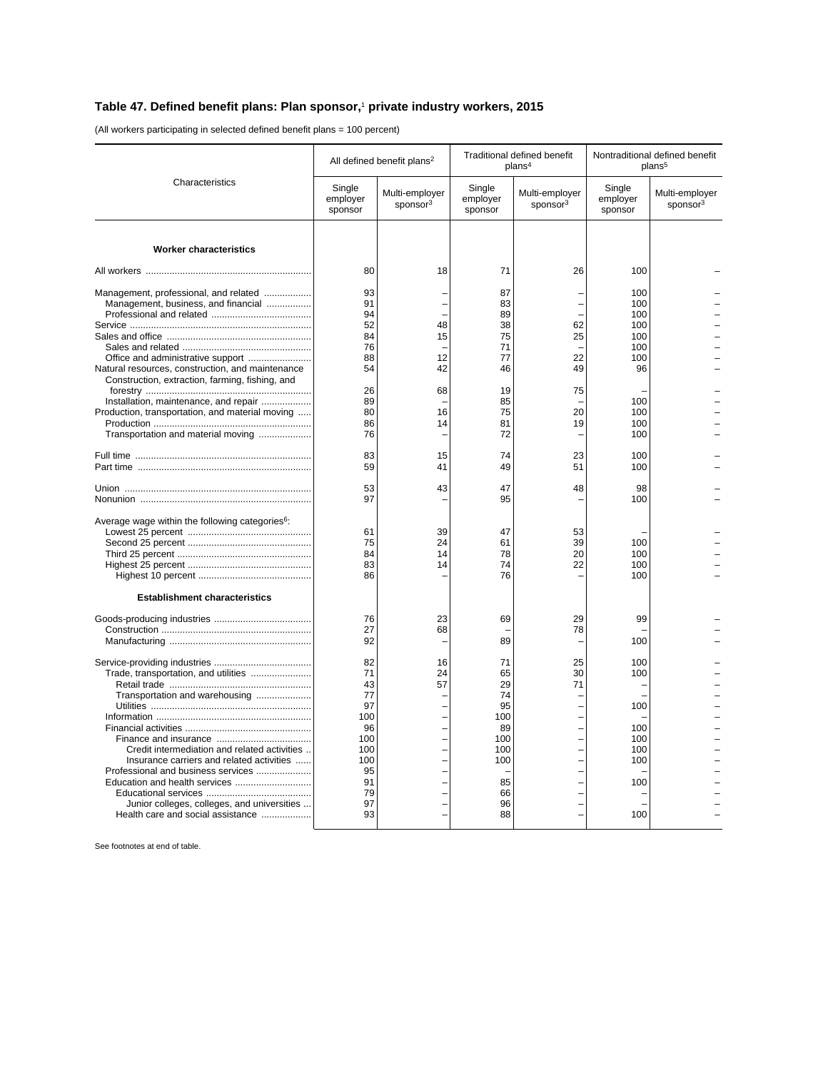## Table 47. Defined benefit plans: Plan sponsor,[1] private industry workers, 2015

(All workers participating in selected defined benefit plans = 100 percent)

| Characteristics | All defined benefit plans[2] | | Traditional defined benefit plans[4] | | Nontraditional defined benefit plans[5] | |
|---|---|---|---|---|---|---|
| | Single employer sponsor | Multi-employer sponsor[3] | Single employer sponsor | Multi-employer sponsor[3] | Single employer sponsor | Multi-employer sponsor[3] |
| **Worker characteristics** | | | | | | |
| All workers | 80 | 18 | 71 | 26 | 100 | – |
| Management, professional, and related | 93 | – | 87 | – | 100 | – |
| Management, business, and financial | 91 | – | 83 | – | 100 | – |
| Professional and related | 94 | – | 89 | – | 100 | – |
| Service | 52 | 48 | 38 | 62 | 100 | – |
| Sales and office | 84 | 15 | 75 | 25 | 100 | – |
| Sales and related | 76 | – | 71 | – | 100 | – |
| Office and administrative support | 88 | 12 | 77 | 22 | 100 | – |
| Natural resources, construction, and maintenance | 54 | 42 | 46 | 49 | 96 | – |
| Construction, extraction, farming, fishing, and forestry | 26 | 68 | 19 | 75 | – | – |
| Installation, maintenance, and repair | 89 | – | 85 | – | 100 | – |
| Production, transportation, and material moving | 80 | 16 | 75 | 20 | 100 | – |
| Production | 86 | 14 | 81 | 19 | 100 | – |
| Transportation and material moving | 76 | – | 72 | – | 100 | – |
| Full time | 83 | 15 | 74 | 23 | 100 | – |
| Part time | 59 | 41 | 49 | 51 | 100 | – |
| Union | 53 | 43 | 47 | 48 | 98 | – |
| Nonunion | 97 | – | 95 | – | 100 | – |
| Average wage within the following categories[6]: | | | | | | |
| Lowest 25 percent | 61 | 39 | 47 | 53 | – | – |
| Second 25 percent | 75 | 24 | 61 | 39 | 100 | – |
| Third 25 percent | 84 | 14 | 78 | 20 | 100 | – |
| Highest 25 percent | 83 | 14 | 74 | 22 | 100 | – |
| Highest 10 percent | 86 | – | 76 | – | 100 | – |
| **Establishment characteristics** | | | | | | |
| Goods-producing industries | 76 | 23 | 69 | 29 | 99 | – |
| Construction | 27 | 68 | – | 78 | – | – |
| Manufacturing | 92 | – | 89 | – | 100 | – |
| Service-providing industries | 82 | 16 | 71 | 25 | 100 | – |
| Trade, transportation, and utilities | 71 | 24 | 65 | 30 | 100 | – |
| Retail trade | 43 | 57 | 29 | 71 | – | – |
| Transportation and warehousing | 77 | – | 74 | – | – | – |
| Utilities | 97 | – | 95 | – | 100 | – |
| Information | 100 | – | 100 | – | – | – |
| Financial activities | 96 | – | 89 | – | 100 | – |
| Finance and insurance | 100 | – | 100 | – | 100 | – |
| Credit intermediation and related activities | 100 | – | 100 | – | 100 | – |
| Insurance carriers and related activities | 100 | – | 100 | – | 100 | – |
| Professional and business services | 95 | – | – | – | – | – |
| Education and health services | 91 | – | 85 | – | 100 | – |
| Educational services | 79 | – | 66 | – | – | – |
| Junior colleges, colleges, and universities | 97 | – | 96 | – | – | – |
| Health care and social assistance | 93 | – | 88 | – | 100 | – |

See footnotes at end of table.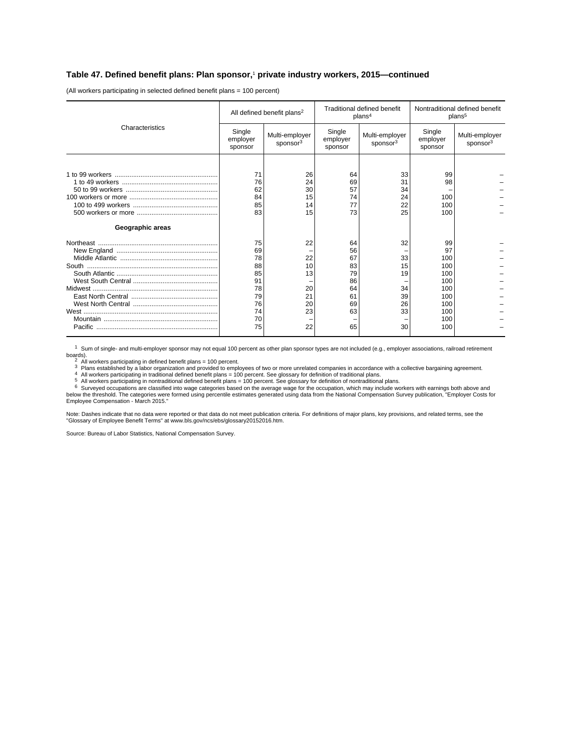## Table 47. Defined benefit plans: Plan sponsor,[1] private industry workers, 2015—continued

(All workers participating in selected defined benefit plans = 100 percent)

| Characteristics | All defined benefit plans[2] | | Traditional defined benefit plans[4] | | Nontraditional defined benefit plans[5] | |
|---|---|---|---|---|---|---|
| | Single employer sponsor | Multi-employer sponsor[3] | Single employer sponsor | Multi-employer sponsor[3] | Single employer sponsor | Multi-employer sponsor[3] |
| 1 to 99 workers | 71 | 26 | 64 | 33 | 99 | – |
| 1 to 49 workers | 76 | 24 | 69 | 31 | 98 | – |
| 50 to 99 workers | 62 | 30 | 57 | 34 | – | – |
| 100 workers or more | 84 | 15 | 74 | 24 | 100 | – |
| 100 to 499 workers | 85 | 14 | 77 | 22 | 100 | – |
| 500 workers or more | 83 | 15 | 73 | 25 | 100 | – |
| **Geographic areas** | | | | | | |
| Northeast | 75 | 22 | 64 | 32 | 99 | – |
| New England | 69 | – | 56 | – | 97 | – |
| Middle Atlantic | 78 | 22 | 67 | 33 | 100 | – |
| South | 88 | 10 | 83 | 15 | 100 | – |
| South Atlantic | 85 | 13 | 79 | 19 | 100 | – |
| West South Central | 91 | – | 86 | – | 100 | – |
| Midwest | 78 | 20 | 64 | 34 | 100 | – |
| East North Central | 79 | 21 | 61 | 39 | 100 | – |
| West North Central | 76 | 20 | 69 | 26 | 100 | – |
| West | 74 | 23 | 63 | 33 | 100 | – |
| Mountain | 70 | – | – | – | 100 | – |
| Pacific | 75 | 22 | 65 | 30 | 100 | – |

[1] Sum of single- and multi-employer sponsor may not equal 100 percent as other plan sponsor types are not included (e.g., employer associations, railroad retirement boards).

[2] All workers participating in defined benefit plans = 100 percent.

[3] Plans established by a labor organization and provided to employees of two or more unrelated companies in accordance with a collective bargaining agreement.

[4] All workers participating in traditional defined benefit plans = 100 percent. See glossary for definition of traditional plans.

[5] All workers participating in nontraditional defined benefit plans = 100 percent. See glossary for definition of nontraditional plans.

[6] Surveyed occupations are classified into wage categories based on the average wage for the occupation, which may include workers with earnings both above and below the threshold. The categories were formed using percentile estimates generated using data from the National Compensation Survey publication, "Employer Costs for Employee Compensation - March 2015."

Note: Dashes indicate that no data were reported or that data do not meet publication criteria. For definitions of major plans, key provisions, and related terms, see the "Glossary of Employee Benefit Terms" at www.bls.gov/ncs/ebs/glossary20152016.htm.

Source: Bureau of Labor Statistics, National Compensation Survey.